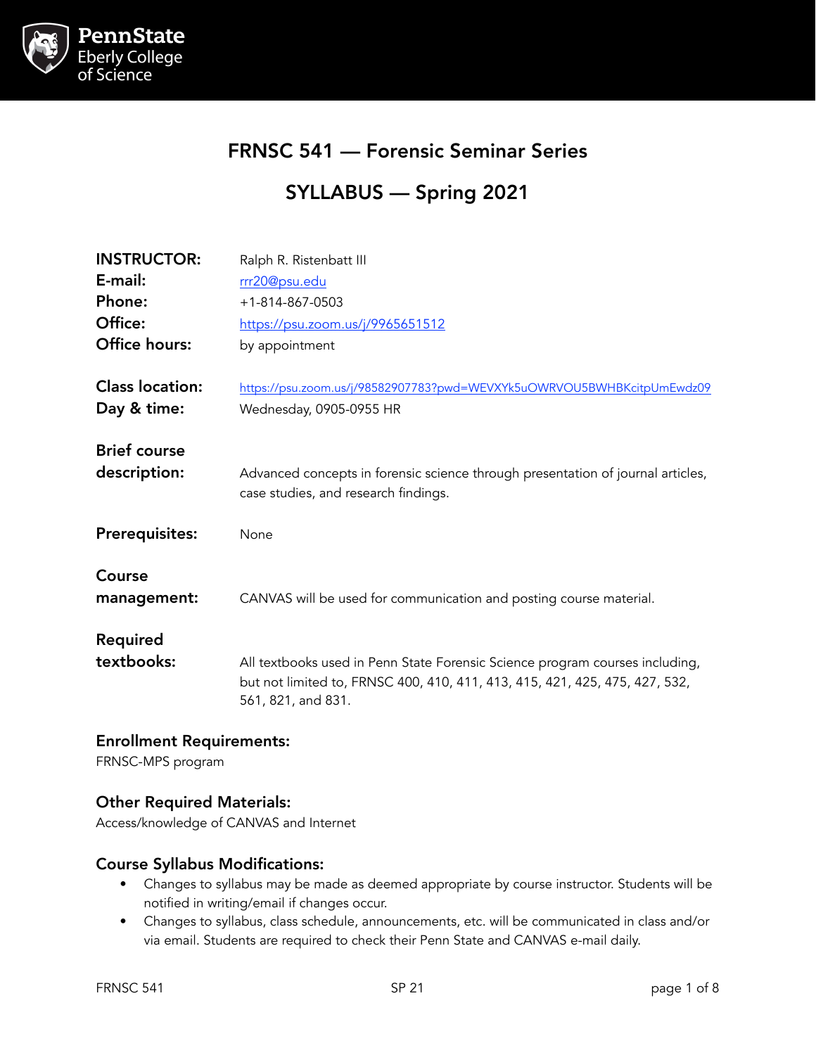PennState Eberly College of Science

# FRNSC 541 — Forensic Seminar Series

## SYLLABUS — Spring 2021

**INSTRUCTOR:** Ralph R. Ristenbatt III
**E-mail:** rrr20@psu.edu
**Phone:** +1-814-867-0503
**Office:** https://psu.zoom.us/j/9965651512
**Office hours:** by appointment

**Class location:** https://psu.zoom.us/j/98582907783?pwd=WEVXYk5uOWRVOU5BWHBKcitpUmEwdz09
**Day & time:** Wednesday, 0905-0955 HR

**Brief course description:** Advanced concepts in forensic science through presentation of journal articles, case studies, and research findings.

**Prerequisites:** None

**Course management:** CANVAS will be used for communication and posting course material.

**Required textbooks:** All textbooks used in Penn State Forensic Science program courses including, but not limited to, FRNSC 400, 410, 411, 413, 415, 421, 425, 475, 427, 532, 561, 821, and 831.

### Enrollment Requirements:

FRNSC-MPS program

### Other Required Materials:

Access/knowledge of CANVAS and Internet

### Course Syllabus Modifications:

- Changes to syllabus may be made as deemed appropriate by course instructor. Students will be notified in writing/email if changes occur.
- Changes to syllabus, class schedule, announcements, etc. will be communicated in class and/or via email. Students are required to check their Penn State and CANVAS e-mail daily.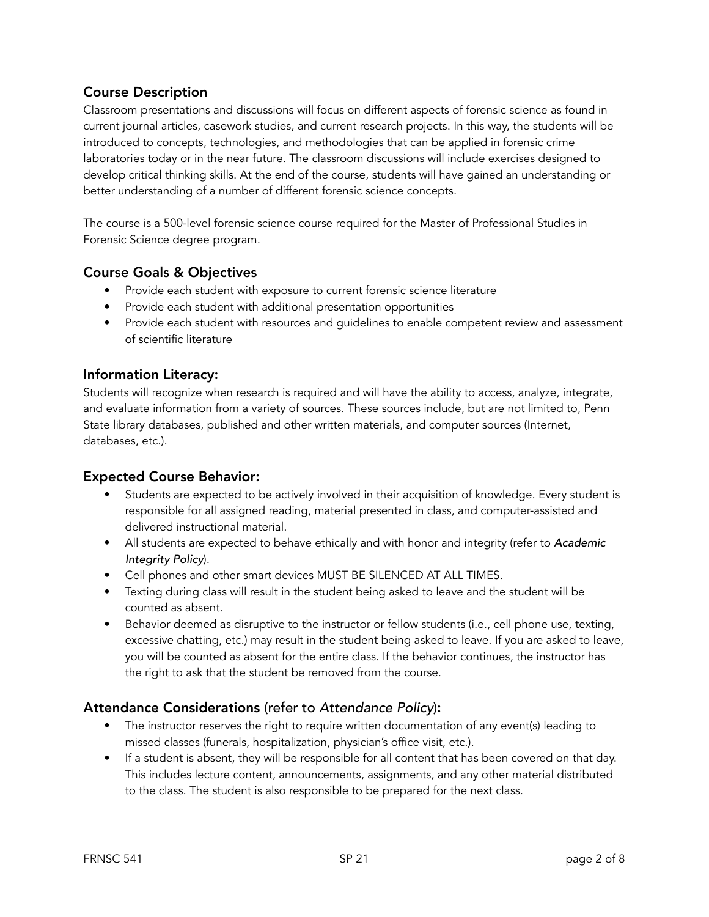## Course Description

Classroom presentations and discussions will focus on different aspects of forensic science as found in current journal articles, casework studies, and current research projects. In this way, the students will be introduced to concepts, technologies, and methodologies that can be applied in forensic crime laboratories today or in the near future. The classroom discussions will include exercises designed to develop critical thinking skills. At the end of the course, students will have gained an understanding or better understanding of a number of different forensic science concepts.

The course is a 500-level forensic science course required for the Master of Professional Studies in Forensic Science degree program.

## Course Goals & Objectives

- Provide each student with exposure to current forensic science literature
- Provide each student with additional presentation opportunities
- Provide each student with resources and guidelines to enable competent review and assessment of scientific literature

## Information Literacy:

Students will recognize when research is required and will have the ability to access, analyze, integrate, and evaluate information from a variety of sources. These sources include, but are not limited to, Penn State library databases, published and other written materials, and computer sources (Internet, databases, etc.).

## Expected Course Behavior:

- Students are expected to be actively involved in their acquisition of knowledge. Every student is responsible for all assigned reading, material presented in class, and computer-assisted and delivered instructional material.
- All students are expected to behave ethically and with honor and integrity (refer to ***Academic Integrity Policy***).
- Cell phones and other smart devices MUST BE SILENCED AT ALL TIMES.
- Texting during class will result in the student being asked to leave and the student will be counted as absent.
- Behavior deemed as disruptive to the instructor or fellow students (i.e., cell phone use, texting, excessive chatting, etc.) may result in the student being asked to leave. If you are asked to leave, you will be counted as absent for the entire class. If the behavior continues, the instructor has the right to ask that the student be removed from the course.

## Attendance Considerations (refer to *Attendance Policy*):

- The instructor reserves the right to require written documentation of any event(s) leading to missed classes (funerals, hospitalization, physician's office visit, etc.).
- If a student is absent, they will be responsible for all content that has been covered on that day. This includes lecture content, announcements, assignments, and any other material distributed to the class. The student is also responsible to be prepared for the next class.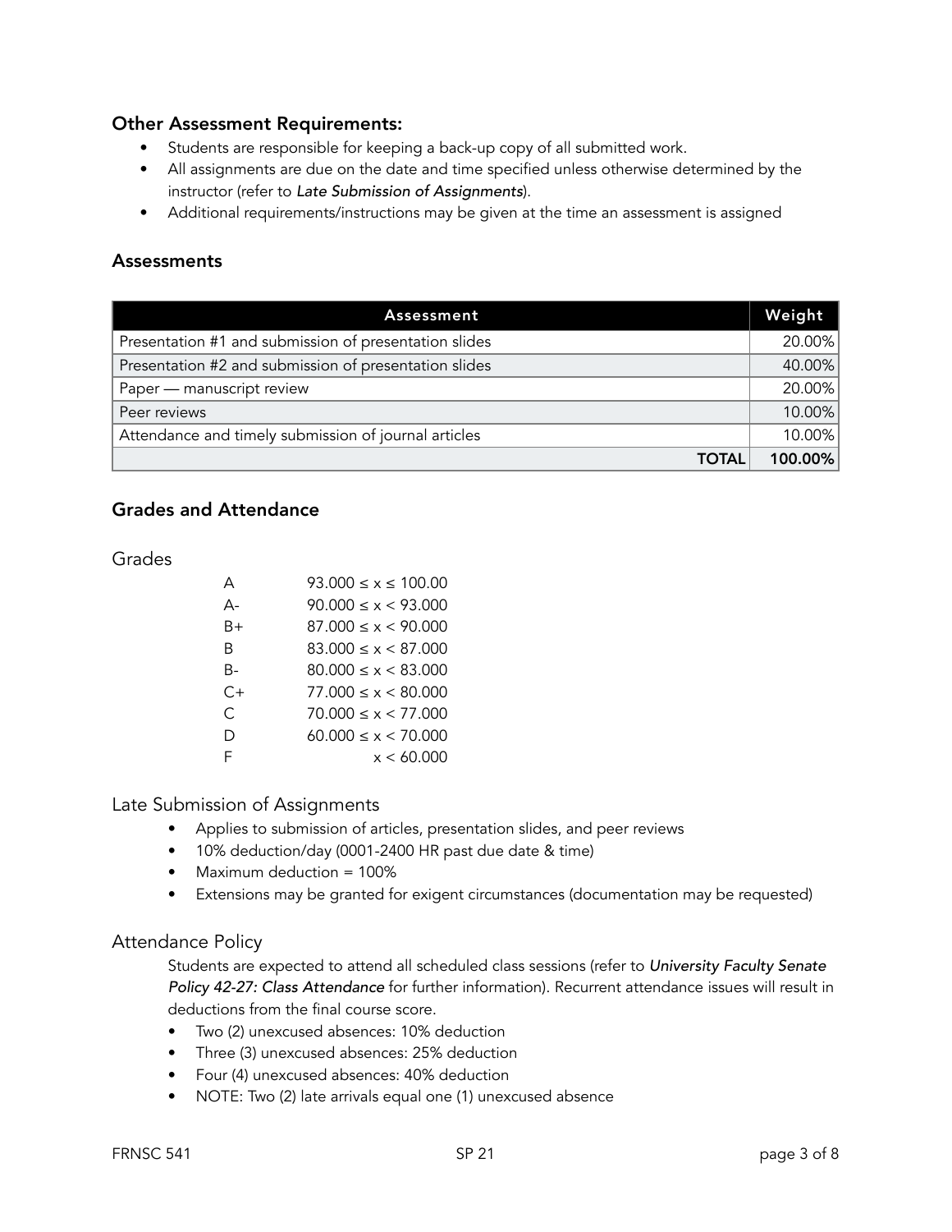### Other Assessment Requirements:

- Students are responsible for keeping a back-up copy of all submitted work.
- All assignments are due on the date and time specified unless otherwise determined by the instructor (refer to ***Late Submission of Assignments***).
- Additional requirements/instructions may be given at the time an assessment is assigned

### Assessments

| Assessment | Weight |
|---|---|
| Presentation #1 and submission of presentation slides | 20.00% |
| Presentation #2 and submission of presentation slides | 40.00% |
| Paper — manuscript review | 20.00% |
| Peer reviews | 10.00% |
| Attendance and timely submission of journal articles | 10.00% |
| **TOTAL** | **100.00%** |

### Grades and Attendance

#### Grades

| Grade | Range |
|---|---|
| A | $93.000 \leq x \leq 100.00$ |
| A- | $90.000 \leq x < 93.000$ |
| B+ | $87.000 \leq x < 90.000$ |
| B | $83.000 \leq x < 87.000$ |
| B- | $80.000 \leq x < 83.000$ |
| C+ | $77.000 \leq x < 80.000$ |
| C | $70.000 \leq x < 77.000$ |
| D | $60.000 \leq x < 70.000$ |
| F | $x < 60.000$ |

#### Late Submission of Assignments

- Applies to submission of articles, presentation slides, and peer reviews
- 10% deduction/day (0001-2400 HR past due date & time)
- Maximum deduction = 100%
- Extensions may be granted for exigent circumstances (documentation may be requested)

#### Attendance Policy

Students are expected to attend all scheduled class sessions (refer to ***University Faculty Senate Policy 42-27: Class Attendance*** for further information). Recurrent attendance issues will result in deductions from the final course score.

- Two (2) unexcused absences: 10% deduction
- Three (3) unexcused absences: 25% deduction
- Four (4) unexcused absences: 40% deduction
- NOTE: Two (2) late arrivals equal one (1) unexcused absence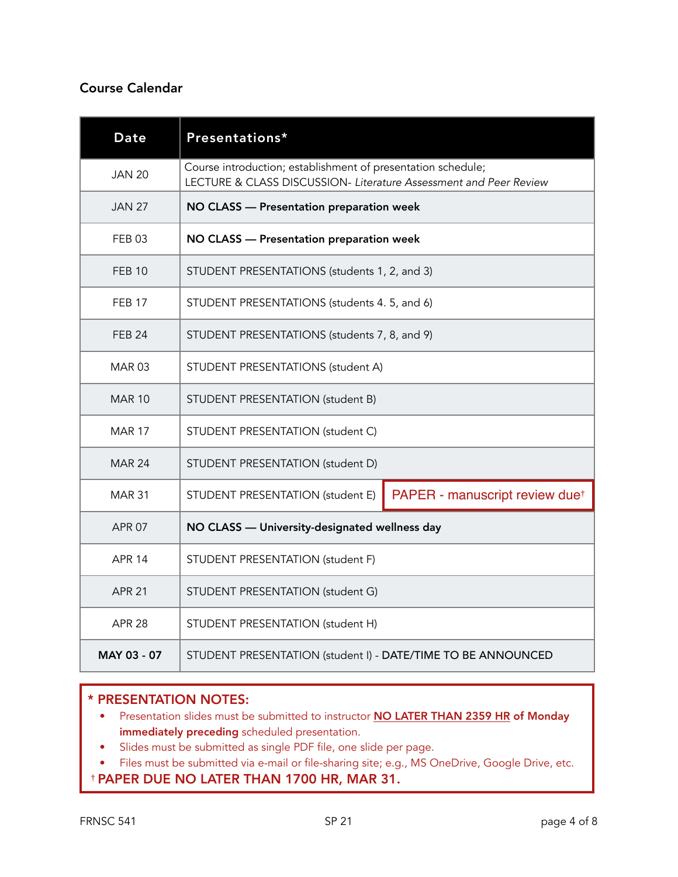## Course Calendar

| Date | Presentations* |
|---|---|
| JAN 20 | Course introduction; establishment of presentation schedule; LECTURE & CLASS DISCUSSION- *Literature Assessment and Peer Review* |
| JAN 27 | **NO CLASS — Presentation preparation week** |
| FEB 03 | **NO CLASS — Presentation preparation week** |
| FEB 10 | STUDENT PRESENTATIONS (students 1, 2, and 3) |
| FEB 17 | STUDENT PRESENTATIONS (students 4. 5, and 6) |
| FEB 24 | STUDENT PRESENTATIONS (students 7, 8, and 9) |
| MAR 03 | STUDENT PRESENTATIONS (student A) |
| MAR 10 | STUDENT PRESENTATION (student B) |
| MAR 17 | STUDENT PRESENTATION (student C) |
| MAR 24 | STUDENT PRESENTATION (student D) |
| MAR 31 | STUDENT PRESENTATION (student E) — PAPER - manuscript review due† |
| APR 07 | **NO CLASS — University-designated wellness day** |
| APR 14 | STUDENT PRESENTATION (student F) |
| APR 21 | STUDENT PRESENTATION (student G) |
| APR 28 | STUDENT PRESENTATION (student H) |
| **MAY 03 - 07** | STUDENT PRESENTATION (student I) - DATE/TIME TO BE ANNOUNCED |

**\* PRESENTATION NOTES:**

- Presentation slides must be submitted to instructor **NO LATER THAN 2359 HR of Monday immediately preceding** scheduled presentation.
- Slides must be submitted as single PDF file, one slide per page.
- Files must be submitted via e-mail or file-sharing site; e.g., MS OneDrive, Google Drive, etc.

† **PAPER DUE NO LATER THAN 1700 HR, MAR 31.**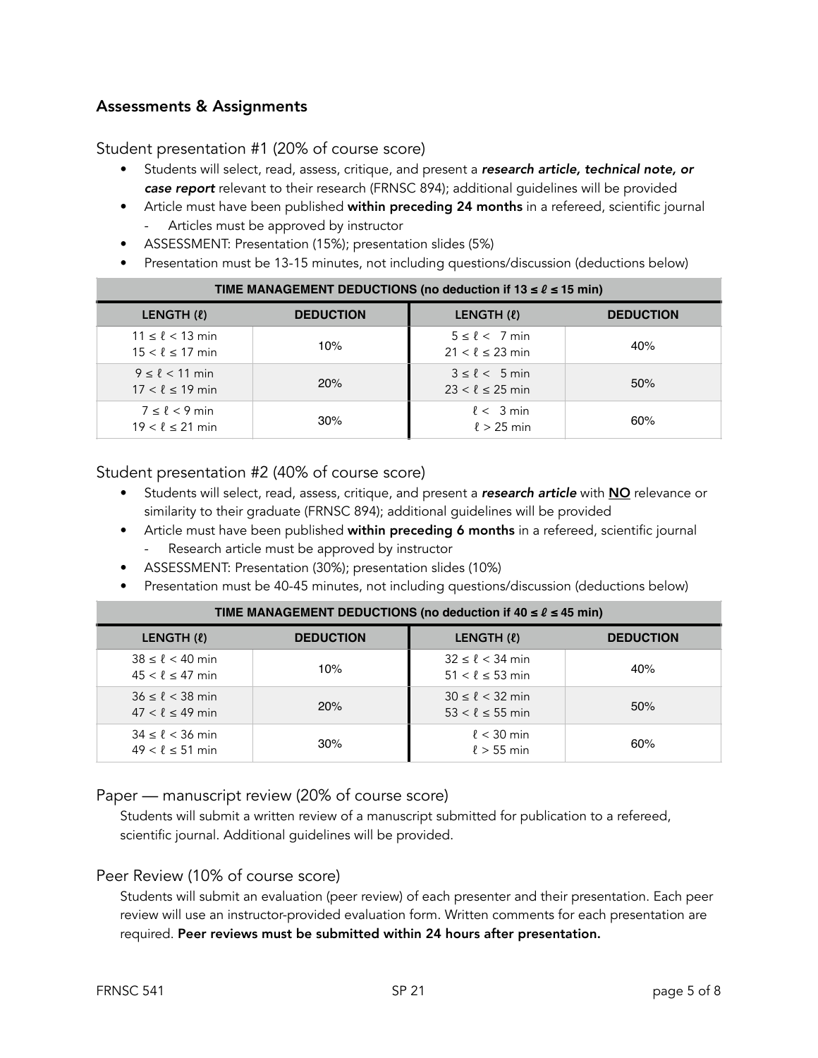## Assessments & Assignments

### Student presentation #1 (20% of course score)

- Students will select, read, assess, critique, and present a ***research article, technical note, or case report*** relevant to their research (FRNSC 894); additional guidelines will be provided
- Article must have been published **within preceding 24 months** in a refereed, scientific journal
  - Articles must be approved by instructor
- ASSESSMENT: Presentation (15%); presentation slides (5%)
- Presentation must be 13-15 minutes, not including questions/discussion (deductions below)

| **TIME MANAGEMENT DEDUCTIONS (no deduction if $13 \leq \ell \leq 15$ min)** | | | |
|---|---|---|---|
| **LENGTH ($\ell$)** | **DEDUCTION** | **LENGTH ($\ell$)** | **DEDUCTION** |
| $11 \leq \ell < 13$ min<br>$15 < \ell \leq 17$ min | 10% | $5 \leq \ell < 7$ min<br>$21 < \ell \leq 23$ min | 40% |
| $9 \leq \ell < 11$ min<br>$17 < \ell \leq 19$ min | 20% | $3 \leq \ell < 5$ min<br>$23 < \ell \leq 25$ min | 50% |
| $7 \leq \ell < 9$ min<br>$19 < \ell \leq 21$ min | 30% | $\ell < 3$ min<br>$\ell > 25$ min | 60% |

### Student presentation #2 (40% of course score)

- Students will select, read, assess, critique, and present a ***research article*** with **<u>NO</u>** relevance or similarity to their graduate (FRNSC 894); additional guidelines will be provided
- Article must have been published **within preceding 6 months** in a refereed, scientific journal
  - Research article must be approved by instructor
- ASSESSMENT: Presentation (30%); presentation slides (10%)
- Presentation must be 40-45 minutes, not including questions/discussion (deductions below)

| **TIME MANAGEMENT DEDUCTIONS (no deduction if $40 \leq \ell \leq 45$ min)** | | | |
|---|---|---|---|
| **LENGTH ($\ell$)** | **DEDUCTION** | **LENGTH ($\ell$)** | **DEDUCTION** |
| $38 \leq \ell < 40$ min<br>$45 < \ell \leq 47$ min | 10% | $32 \leq \ell < 34$ min<br>$51 < \ell \leq 53$ min | 40% |
| $36 \leq \ell < 38$ min<br>$47 < \ell \leq 49$ min | 20% | $30 \leq \ell < 32$ min<br>$53 < \ell \leq 55$ min | 50% |
| $34 \leq \ell < 36$ min<br>$49 < \ell \leq 51$ min | 30% | $\ell < 30$ min<br>$\ell > 55$ min | 60% |

### Paper — manuscript review (20% of course score)

Students will submit a written review of a manuscript submitted for publication to a refereed, scientific journal. Additional guidelines will be provided.

### Peer Review (10% of course score)

Students will submit an evaluation (peer review) of each presenter and their presentation. Each peer review will use an instructor-provided evaluation form. Written comments for each presentation are required. **Peer reviews must be submitted within 24 hours after presentation.**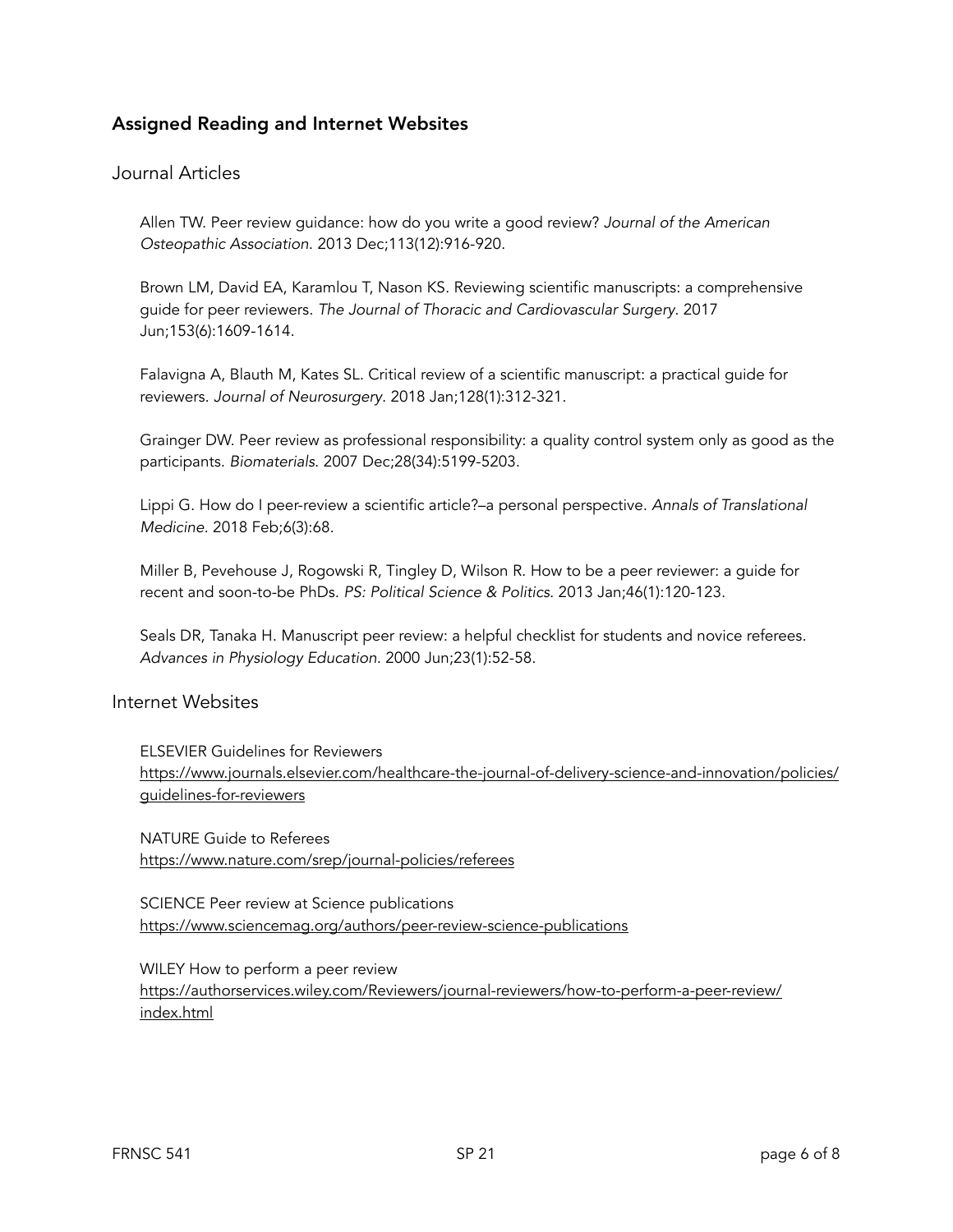## Assigned Reading and Internet Websites

### Journal Articles

Allen TW. Peer review guidance: how do you write a good review? *Journal of the American Osteopathic Association*. 2013 Dec;113(12):916-920.

Brown LM, David EA, Karamlou T, Nason KS. Reviewing scientific manuscripts: a comprehensive guide for peer reviewers. *The Journal of Thoracic and Cardiovascular Surgery*. 2017 Jun;153(6):1609-1614.

Falavigna A, Blauth M, Kates SL. Critical review of a scientific manuscript: a practical guide for reviewers. *Journal of Neurosurgery*. 2018 Jan;128(1):312-321.

Grainger DW. Peer review as professional responsibility: a quality control system only as good as the participants. *Biomaterials*. 2007 Dec;28(34):5199-5203.

Lippi G. How do I peer-review a scientific article?–a personal perspective. *Annals of Translational Medicine*. 2018 Feb;6(3):68.

Miller B, Pevehouse J, Rogowski R, Tingley D, Wilson R. How to be a peer reviewer: a guide for recent and soon-to-be PhDs. *PS: Political Science & Politics*. 2013 Jan;46(1):120-123.

Seals DR, Tanaka H. Manuscript peer review: a helpful checklist for students and novice referees. *Advances in Physiology Education*. 2000 Jun;23(1):52-58.

### Internet Websites

ELSEVIER Guidelines for Reviewers
https://www.journals.elsevier.com/healthcare-the-journal-of-delivery-science-and-innovation/policies/guidelines-for-reviewers

NATURE Guide to Referees
https://www.nature.com/srep/journal-policies/referees

SCIENCE Peer review at Science publications
https://www.sciencemag.org/authors/peer-review-science-publications

WILEY How to perform a peer review
https://authorservices.wiley.com/Reviewers/journal-reviewers/how-to-perform-a-peer-review/index.html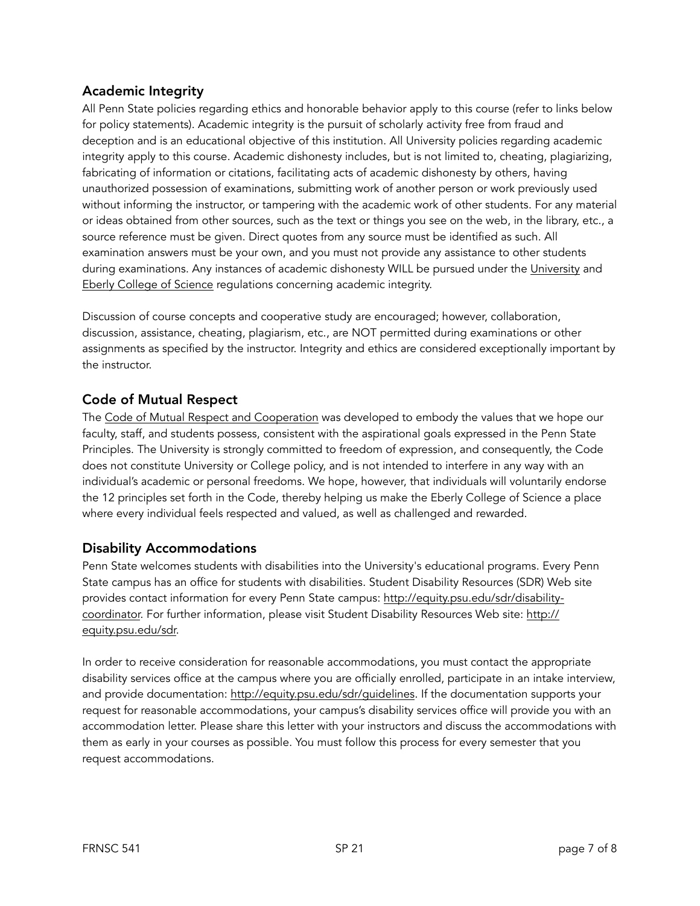## Academic Integrity

All Penn State policies regarding ethics and honorable behavior apply to this course (refer to links below for policy statements). Academic integrity is the pursuit of scholarly activity free from fraud and deception and is an educational objective of this institution. All University policies regarding academic integrity apply to this course. Academic dishonesty includes, but is not limited to, cheating, plagiarizing, fabricating of information or citations, facilitating acts of academic dishonesty by others, having unauthorized possession of examinations, submitting work of another person or work previously used without informing the instructor, or tampering with the academic work of other students. For any material or ideas obtained from other sources, such as the text or things you see on the web, in the library, etc., a source reference must be given. Direct quotes from any source must be identified as such. All examination answers must be your own, and you must not provide any assistance to other students during examinations. Any instances of academic dishonesty WILL be pursued under the University and Eberly College of Science regulations concerning academic integrity.

Discussion of course concepts and cooperative study are encouraged; however, collaboration, discussion, assistance, cheating, plagiarism, etc., are NOT permitted during examinations or other assignments as specified by the instructor. Integrity and ethics are considered exceptionally important by the instructor.

## Code of Mutual Respect

The Code of Mutual Respect and Cooperation was developed to embody the values that we hope our faculty, staff, and students possess, consistent with the aspirational goals expressed in the Penn State Principles. The University is strongly committed to freedom of expression, and consequently, the Code does not constitute University or College policy, and is not intended to interfere in any way with an individual's academic or personal freedoms. We hope, however, that individuals will voluntarily endorse the 12 principles set forth in the Code, thereby helping us make the Eberly College of Science a place where every individual feels respected and valued, as well as challenged and rewarded.

## Disability Accommodations

Penn State welcomes students with disabilities into the University's educational programs. Every Penn State campus has an office for students with disabilities. Student Disability Resources (SDR) Web site provides contact information for every Penn State campus: http://equity.psu.edu/sdr/disability-coordinator. For further information, please visit Student Disability Resources Web site: http://equity.psu.edu/sdr.

In order to receive consideration for reasonable accommodations, you must contact the appropriate disability services office at the campus where you are officially enrolled, participate in an intake interview, and provide documentation: http://equity.psu.edu/sdr/guidelines. If the documentation supports your request for reasonable accommodations, your campus's disability services office will provide you with an accommodation letter. Please share this letter with your instructors and discuss the accommodations with them as early in your courses as possible. You must follow this process for every semester that you request accommodations.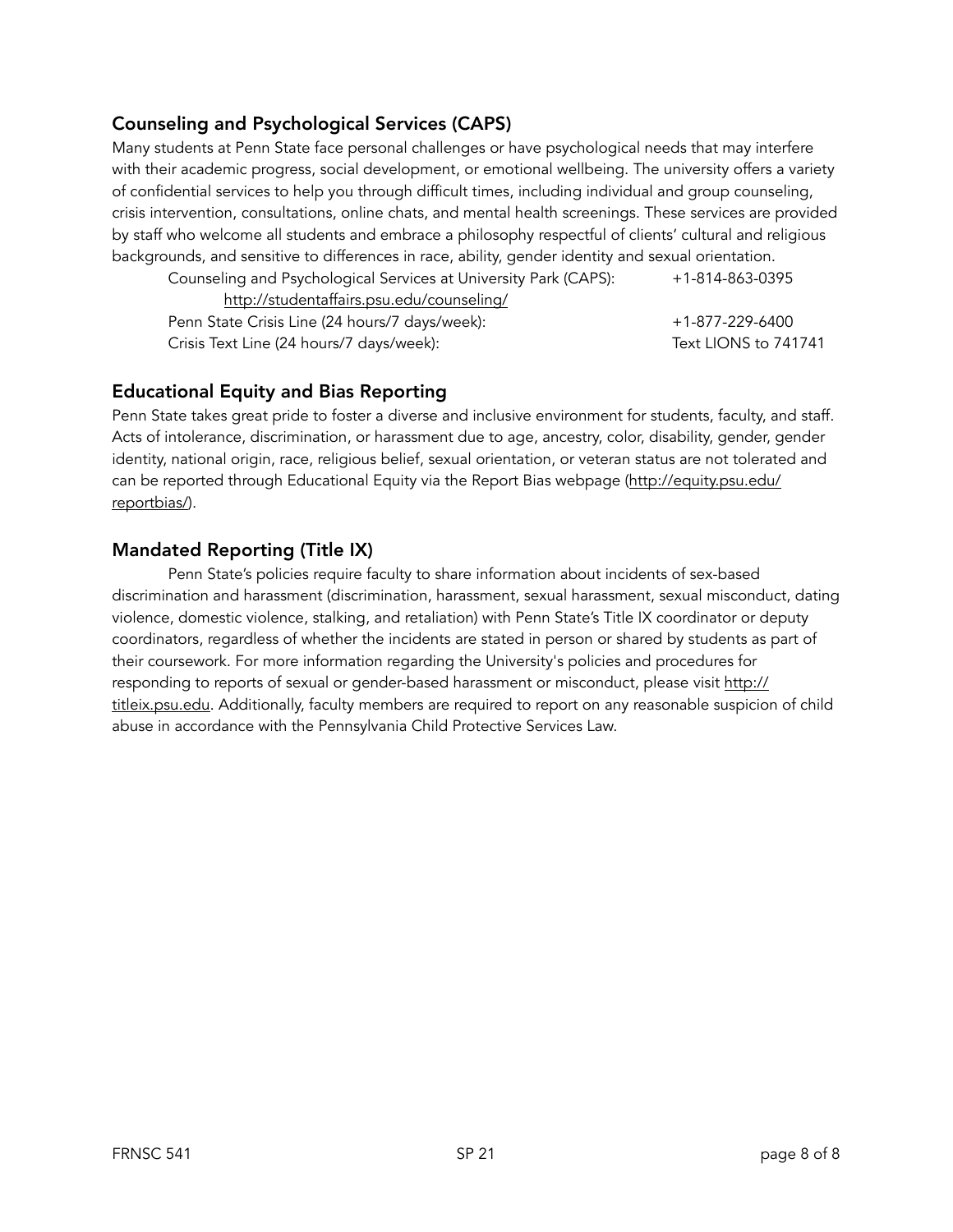## Counseling and Psychological Services (CAPS)

Many students at Penn State face personal challenges or have psychological needs that may interfere with their academic progress, social development, or emotional wellbeing. The university offers a variety of confidential services to help you through difficult times, including individual and group counseling, crisis intervention, consultations, online chats, and mental health screenings. These services are provided by staff who welcome all students and embrace a philosophy respectful of clients' cultural and religious backgrounds, and sensitive to differences in race, ability, gender identity and sexual orientation.

| | |
|---|---|
| Counseling and Psychological Services at University Park (CAPS): http://studentaffairs.psu.edu/counseling/ | +1-814-863-0395 |
| Penn State Crisis Line (24 hours/7 days/week): | +1-877-229-6400 |
| Crisis Text Line (24 hours/7 days/week): | Text LIONS to 741741 |

## Educational Equity and Bias Reporting

Penn State takes great pride to foster a diverse and inclusive environment for students, faculty, and staff. Acts of intolerance, discrimination, or harassment due to age, ancestry, color, disability, gender, gender identity, national origin, race, religious belief, sexual orientation, or veteran status are not tolerated and can be reported through Educational Equity via the Report Bias webpage (http://equity.psu.edu/reportbias/).

## Mandated Reporting (Title IX)

Penn State's policies require faculty to share information about incidents of sex-based discrimination and harassment (discrimination, harassment, sexual harassment, sexual misconduct, dating violence, domestic violence, stalking, and retaliation) with Penn State's Title IX coordinator or deputy coordinators, regardless of whether the incidents are stated in person or shared by students as part of their coursework. For more information regarding the University's policies and procedures for responding to reports of sexual or gender-based harassment or misconduct, please visit http://titleix.psu.edu. Additionally, faculty members are required to report on any reasonable suspicion of child abuse in accordance with the Pennsylvania Child Protective Services Law.